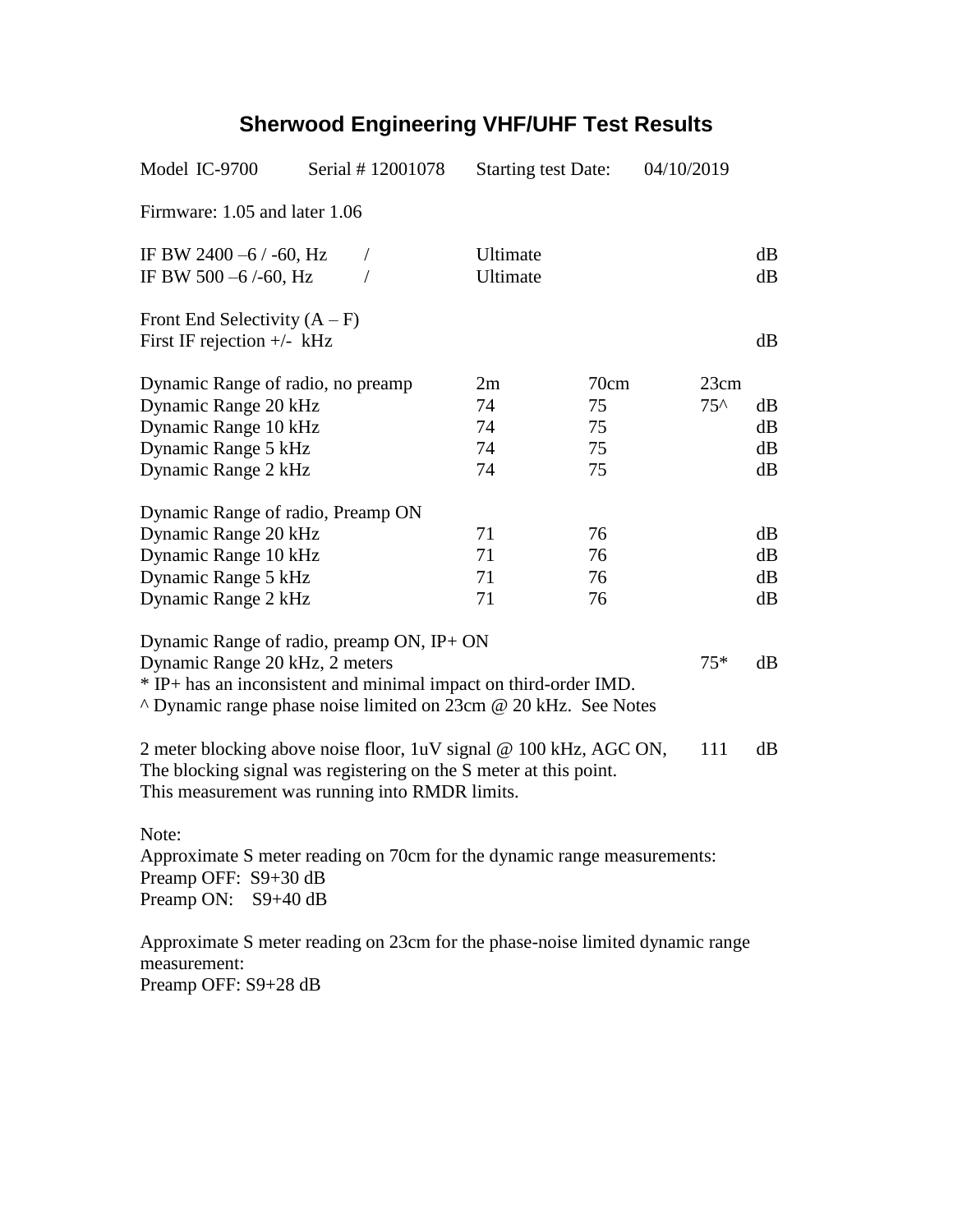# Sherwood Engineering VHF/UHF Test Results

Model IC-9700 Serial # 12001078 Starting test Date: 04/10/2019

Firmware: 1.05 and later 1.06

| | | | | |
|---|---|---|---|---|
| IF BW 2400 –6 / -60, Hz | / | Ultimate | | dB |
| IF BW 500 –6 /-60, Hz | / | Ultimate | | dB |

Front End Selectivity (A – F)
First IF rejection +/- kHz dB

| Dynamic Range of radio, no preamp | 2m | 70cm | 23cm | |
|---|---|---|---|---|
| Dynamic Range 20 kHz | 74 | 75 | 75^ | dB |
| Dynamic Range 10 kHz | 74 | 75 | | dB |
| Dynamic Range 5 kHz | 74 | 75 | | dB |
| Dynamic Range 2 kHz | 74 | 75 | | dB |

| Dynamic Range of radio, Preamp ON | | | | |
|---|---|---|---|---|
| Dynamic Range 20 kHz | 71 | 76 | | dB |
| Dynamic Range 10 kHz | 71 | 76 | | dB |
| Dynamic Range 5 kHz | 71 | 76 | | dB |
| Dynamic Range 2 kHz | 71 | 76 | | dB |

Dynamic Range of radio, preamp ON, IP+ ON
Dynamic Range 20 kHz, 2 meters 75* dB
* IP+ has an inconsistent and minimal impact on third-order IMD.
^ Dynamic range phase noise limited on 23cm @ 20 kHz. See Notes

2 meter blocking above noise floor, 1uV signal @ 100 kHz, AGC ON, 111 dB
The blocking signal was registering on the S meter at this point.
This measurement was running into RMDR limits.

Note:
Approximate S meter reading on 70cm for the dynamic range measurements:
Preamp OFF: S9+30 dB
Preamp ON: S9+40 dB

Approximate S meter reading on 23cm for the phase-noise limited dynamic range measurement:
Preamp OFF: S9+28 dB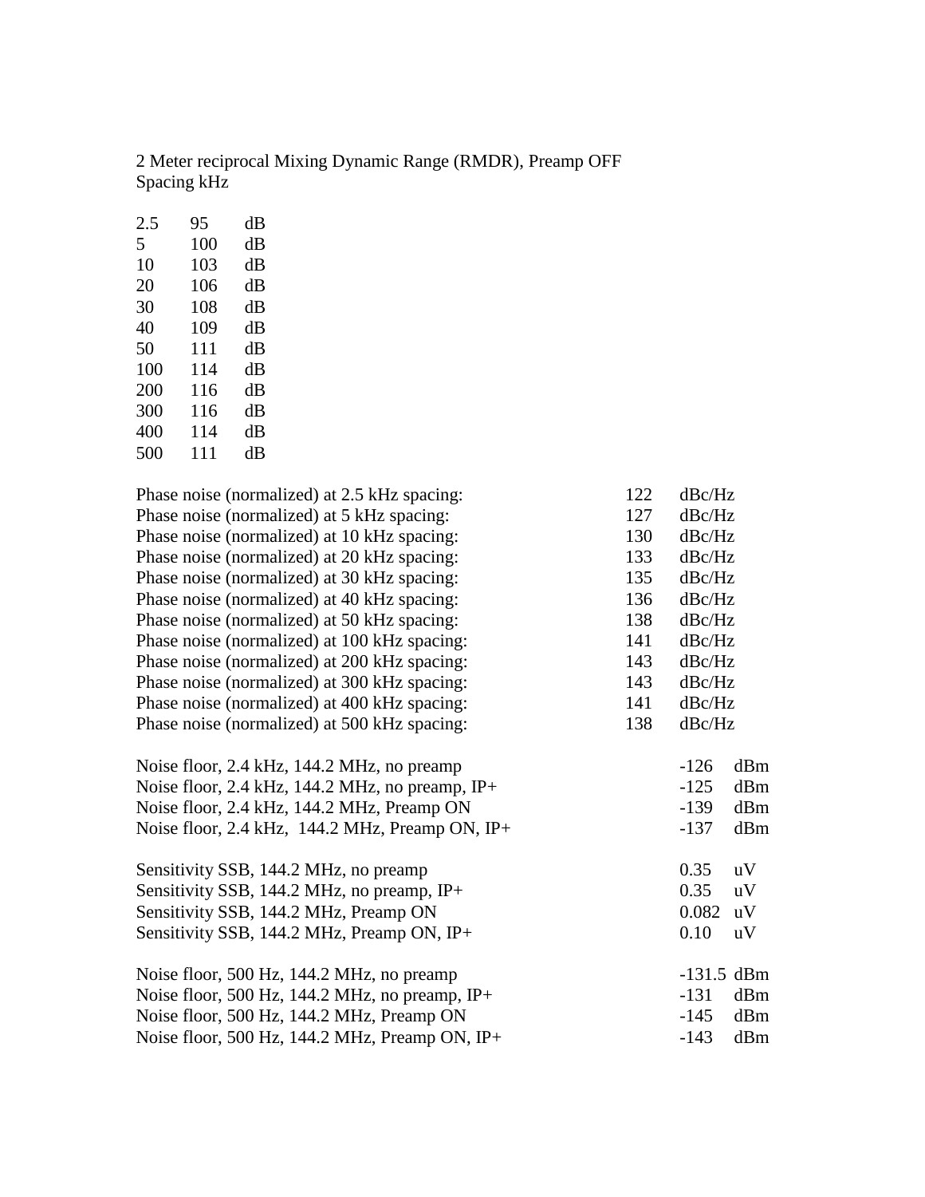2 Meter reciprocal Mixing Dynamic Range (RMDR), Preamp OFF
Spacing kHz

| | | |
|---|---|---|
| 2.5 | 95 | dB |
| 5 | 100 | dB |
| 10 | 103 | dB |
| 20 | 106 | dB |
| 30 | 108 | dB |
| 40 | 109 | dB |
| 50 | 111 | dB |
| 100 | 114 | dB |
| 200 | 116 | dB |
| 300 | 116 | dB |
| 400 | 114 | dB |
| 500 | 111 | dB |

| | | |
|---|---|---|
| Phase noise (normalized) at 2.5 kHz spacing: | 122 | dBc/Hz |
| Phase noise (normalized) at 5 kHz spacing: | 127 | dBc/Hz |
| Phase noise (normalized) at 10 kHz spacing: | 130 | dBc/Hz |
| Phase noise (normalized) at 20 kHz spacing: | 133 | dBc/Hz |
| Phase noise (normalized) at 30 kHz spacing: | 135 | dBc/Hz |
| Phase noise (normalized) at 40 kHz spacing: | 136 | dBc/Hz |
| Phase noise (normalized) at 50 kHz spacing: | 138 | dBc/Hz |
| Phase noise (normalized) at 100 kHz spacing: | 141 | dBc/Hz |
| Phase noise (normalized) at 200 kHz spacing: | 143 | dBc/Hz |
| Phase noise (normalized) at 300 kHz spacing: | 143 | dBc/Hz |
| Phase noise (normalized) at 400 kHz spacing: | 141 | dBc/Hz |
| Phase noise (normalized) at 500 kHz spacing: | 138 | dBc/Hz |

| | | |
|---|---|---|
| Noise floor, 2.4 kHz, 144.2 MHz, no preamp | -126 | dBm |
| Noise floor, 2.4 kHz, 144.2 MHz, no preamp, IP+ | -125 | dBm |
| Noise floor, 2.4 kHz, 144.2 MHz, Preamp ON | -139 | dBm |
| Noise floor, 2.4 kHz, 144.2 MHz, Preamp ON, IP+ | -137 | dBm |

| | | |
|---|---|---|
| Sensitivity SSB, 144.2 MHz, no preamp | 0.35 | uV |
| Sensitivity SSB, 144.2 MHz, no preamp, IP+ | 0.35 | uV |
| Sensitivity SSB, 144.2 MHz, Preamp ON | 0.082 | uV |
| Sensitivity SSB, 144.2 MHz, Preamp ON, IP+ | 0.10 | uV |

| | | |
|---|---|---|
| Noise floor, 500 Hz, 144.2 MHz, no preamp | -131.5 | dBm |
| Noise floor, 500 Hz, 144.2 MHz, no preamp, IP+ | -131 | dBm |
| Noise floor, 500 Hz, 144.2 MHz, Preamp ON | -145 | dBm |
| Noise floor, 500 Hz, 144.2 MHz, Preamp ON, IP+ | -143 | dBm |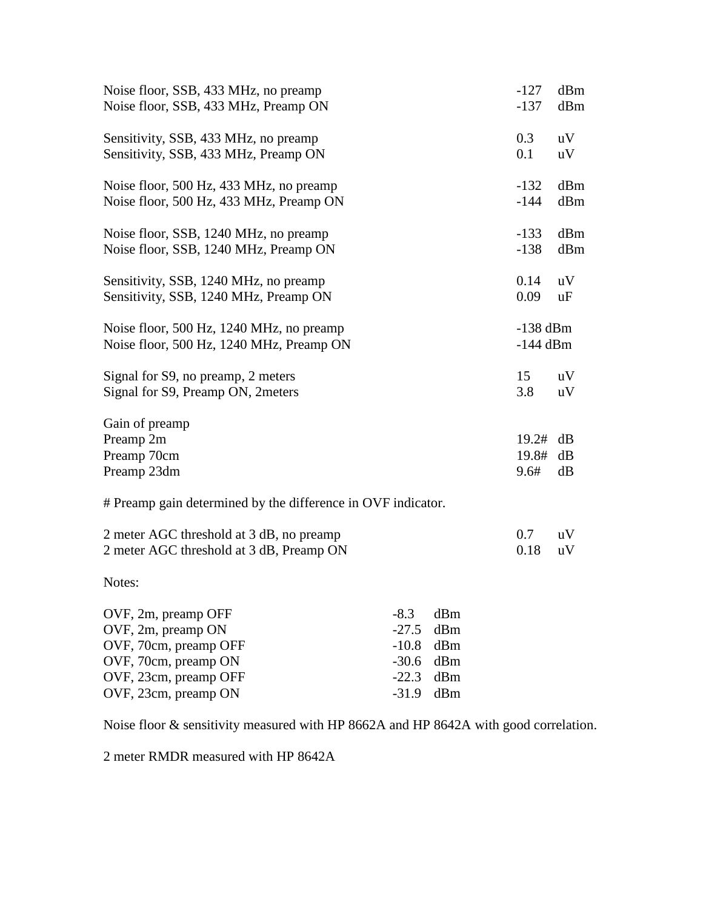| | | |
|---|---|---|
| Noise floor, SSB, 433 MHz, no preamp | -127 | dBm |
| Noise floor, SSB, 433 MHz, Preamp ON | -137 | dBm |
| | | |
| Sensitivity, SSB, 433 MHz, no preamp | 0.3 | uV |
| Sensitivity, SSB, 433 MHz, Preamp ON | 0.1 | uV |
| | | |
| Noise floor, 500 Hz, 433 MHz, no preamp | -132 | dBm |
| Noise floor, 500 Hz, 433 MHz, Preamp ON | -144 | dBm |
| | | |
| Noise floor, SSB, 1240 MHz, no preamp | -133 | dBm |
| Noise floor, SSB, 1240 MHz, Preamp ON | -138 | dBm |
| | | |
| Sensitivity, SSB, 1240 MHz, no preamp | 0.14 | uV |
| Sensitivity, SSB, 1240 MHz, Preamp ON | 0.09 | uF |
| | | |
| Noise floor, 500 Hz, 1240 MHz, no preamp | -138 dBm | |
| Noise floor, 500 Hz, 1240 MHz, Preamp ON | -144 dBm | |
| | | |
| Signal for S9, no preamp, 2 meters | 15 | uV |
| Signal for S9, Preamp ON, 2meters | 3.8 | uV |
| | | |
| Gain of preamp | | |
| Preamp 2m | 19.2# | dB |
| Preamp 70cm | 19.8# | dB |
| Preamp 23dm | 9.6# | dB |

# Preamp gain determined by the difference in OVF indicator.

| | | |
|---|---|---|
| 2 meter AGC threshold at 3 dB, no preamp | 0.7 | uV |
| 2 meter AGC threshold at 3 dB, Preamp ON | 0.18 | uV |

Notes:

| | | |
|---|---|---|
| OVF, 2m, preamp OFF | -8.3 | dBm |
| OVF, 2m, preamp ON | -27.5 | dBm |
| OVF, 70cm, preamp OFF | -10.8 | dBm |
| OVF, 70cm, preamp ON | -30.6 | dBm |
| OVF, 23cm, preamp OFF | -22.3 | dBm |
| OVF, 23cm, preamp ON | -31.9 | dBm |

Noise floor & sensitivity measured with HP 8662A and HP 8642A with good correlation.

2 meter RMDR measured with HP 8642A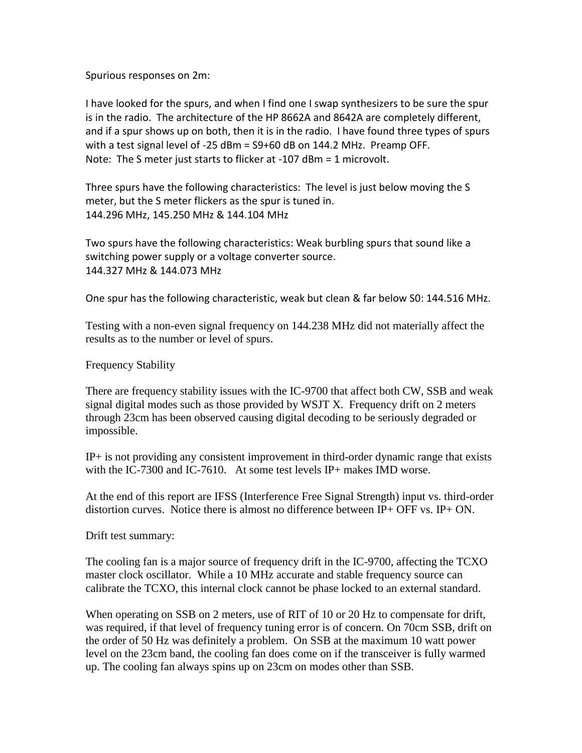Spurious responses on 2m:

I have looked for the spurs, and when I find one I swap synthesizers to be sure the spur is in the radio. The architecture of the HP 8662A and 8642A are completely different, and if a spur shows up on both, then it is in the radio. I have found three types of spurs with a test signal level of -25 dBm = S9+60 dB on 144.2 MHz. Preamp OFF.
Note: The S meter just starts to flicker at -107 dBm = 1 microvolt.

Three spurs have the following characteristics: The level is just below moving the S meter, but the S meter flickers as the spur is tuned in.
144.296 MHz, 145.250 MHz & 144.104 MHz

Two spurs have the following characteristics: Weak burbling spurs that sound like a switching power supply or a voltage converter source.
144.327 MHz & 144.073 MHz

One spur has the following characteristic, weak but clean & far below S0: 144.516 MHz.

Testing with a non-even signal frequency on 144.238 MHz did not materially affect the results as to the number or level of spurs.

Frequency Stability

There are frequency stability issues with the IC-9700 that affect both CW, SSB and weak signal digital modes such as those provided by WSJT X. Frequency drift on 2 meters through 23cm has been observed causing digital decoding to be seriously degraded or impossible.

IP+ is not providing any consistent improvement in third-order dynamic range that exists with the IC-7300 and IC-7610. At some test levels IP+ makes IMD worse.

At the end of this report are IFSS (Interference Free Signal Strength) input vs. third-order distortion curves. Notice there is almost no difference between IP+ OFF vs. IP+ ON.

Drift test summary:

The cooling fan is a major source of frequency drift in the IC-9700, affecting the TCXO master clock oscillator. While a 10 MHz accurate and stable frequency source can calibrate the TCXO, this internal clock cannot be phase locked to an external standard.

When operating on SSB on 2 meters, use of RIT of 10 or 20 Hz to compensate for drift, was required, if that level of frequency tuning error is of concern. On 70cm SSB, drift on the order of 50 Hz was definitely a problem. On SSB at the maximum 10 watt power level on the 23cm band, the cooling fan does come on if the transceiver is fully warmed up. The cooling fan always spins up on 23cm on modes other than SSB.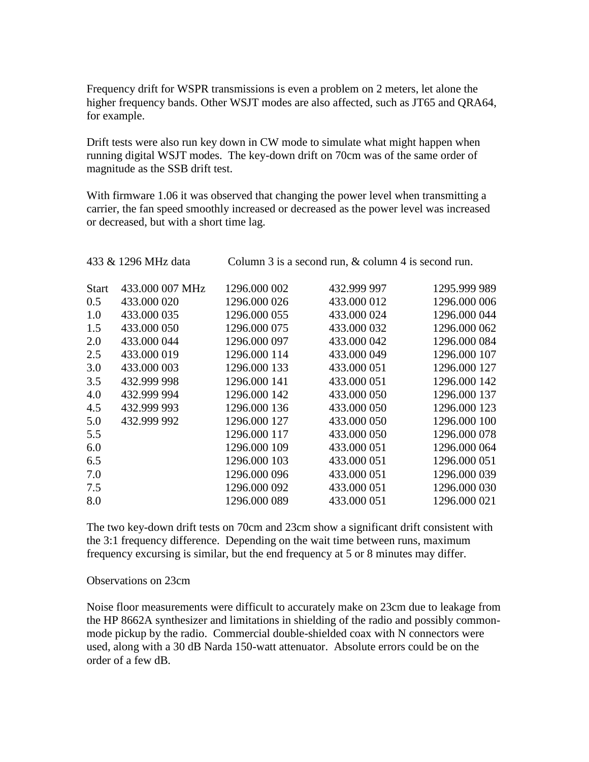Frequency drift for WSPR transmissions is even a problem on 2 meters, let alone the higher frequency bands. Other WSJT modes are also affected, such as JT65 and QRA64, for example.

Drift tests were also run key down in CW mode to simulate what might happen when running digital WSJT modes. The key-down drift on 70cm was of the same order of magnitude as the SSB drift test.

With firmware 1.06 it was observed that changing the power level when transmitting a carrier, the fan speed smoothly increased or decreased as the power level was increased or decreased, but with a short time lag.

433 & 1296 MHz data Column 3 is a second run, & column 4 is second run.

| | | | | |
|---|---|---|---|---|
| Start | 433.000 007 MHz | 1296.000 002 | 432.999 997 | 1295.999 989 |
| 0.5 | 433.000 020 | 1296.000 026 | 433.000 012 | 1296.000 006 |
| 1.0 | 433.000 035 | 1296.000 055 | 433.000 024 | 1296.000 044 |
| 1.5 | 433.000 050 | 1296.000 075 | 433.000 032 | 1296.000 062 |
| 2.0 | 433.000 044 | 1296.000 097 | 433.000 042 | 1296.000 084 |
| 2.5 | 433.000 019 | 1296.000 114 | 433.000 049 | 1296.000 107 |
| 3.0 | 433.000 003 | 1296.000 133 | 433.000 051 | 1296.000 127 |
| 3.5 | 432.999 998 | 1296.000 141 | 433.000 051 | 1296.000 142 |
| 4.0 | 432.999 994 | 1296.000 142 | 433.000 050 | 1296.000 137 |
| 4.5 | 432.999 993 | 1296.000 136 | 433.000 050 | 1296.000 123 |
| 5.0 | 432.999 992 | 1296.000 127 | 433.000 050 | 1296.000 100 |
| 5.5 | | 1296.000 117 | 433.000 050 | 1296.000 078 |
| 6.0 | | 1296.000 109 | 433.000 051 | 1296.000 064 |
| 6.5 | | 1296.000 103 | 433.000 051 | 1296.000 051 |
| 7.0 | | 1296.000 096 | 433.000 051 | 1296.000 039 |
| 7.5 | | 1296.000 092 | 433.000 051 | 1296.000 030 |
| 8.0 | | 1296.000 089 | 433.000 051 | 1296.000 021 |

The two key-down drift tests on 70cm and 23cm show a significant drift consistent with the 3:1 frequency difference. Depending on the wait time between runs, maximum frequency excursing is similar, but the end frequency at 5 or 8 minutes may differ.

Observations on 23cm

Noise floor measurements were difficult to accurately make on 23cm due to leakage from the HP 8662A synthesizer and limitations in shielding of the radio and possibly common-mode pickup by the radio. Commercial double-shielded coax with N connectors were used, along with a 30 dB Narda 150-watt attenuator. Absolute errors could be on the order of a few dB.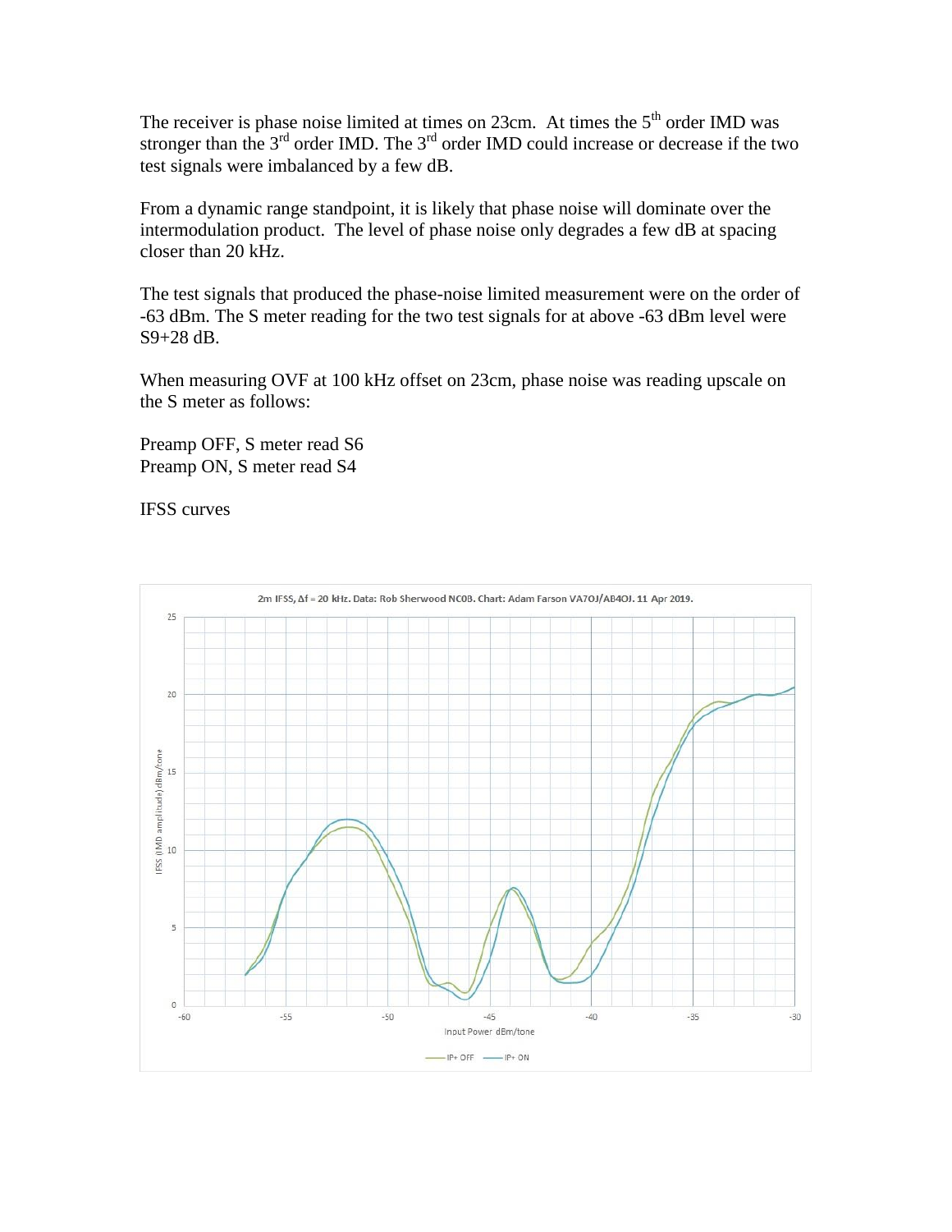The receiver is phase noise limited at times on 23cm. At times the 5th order IMD was stronger than the 3rd order IMD. The 3rd order IMD could increase or decrease if the two test signals were imbalanced by a few dB.

From a dynamic range standpoint, it is likely that phase noise will dominate over the intermodulation product. The level of phase noise only degrades a few dB at spacing closer than 20 kHz.

The test signals that produced the phase-noise limited measurement were on the order of -63 dBm. The S meter reading for the two test signals for at above -63 dBm level were S9+28 dB.

When measuring OVF at 100 kHz offset on 23cm, phase noise was reading upscale on the S meter as follows:

Preamp OFF, S meter read S6
Preamp ON, S meter read S4

IFSS curves

2m IFSS, Δf = 20 kHz. Data: Rob Sherwood NC0B. Chart: Adam Farson VA7OJ/AB4OJ. 11 Apr 2019.

IFSS (IMD amplitude) dBm/tone

Input Power dBm/tone

IP+ OFF — IP+ ON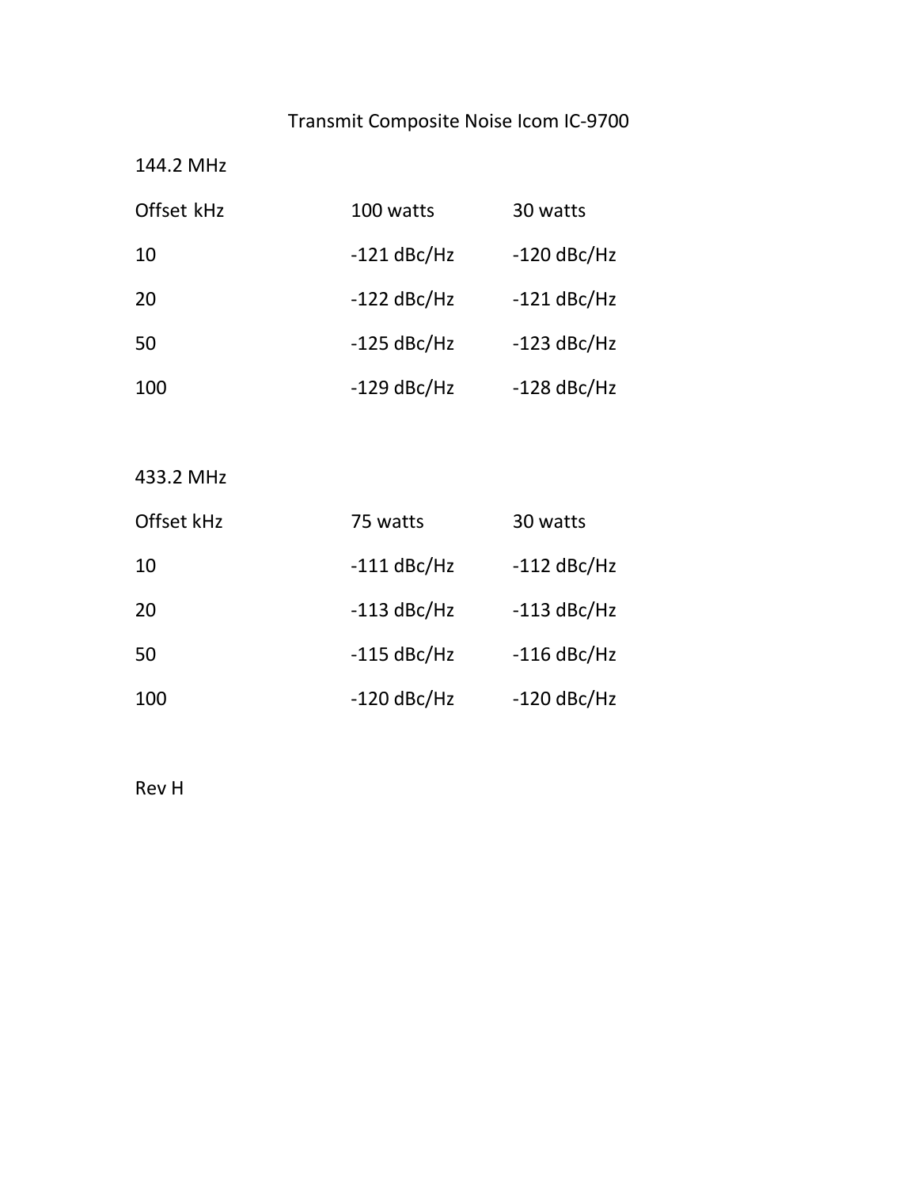# Transmit Composite Noise Icom IC-9700

144.2 MHz

| Offset kHz | 100 watts | 30 watts |
|---|---|---|
| 10 | -121 dBc/Hz | -120 dBc/Hz |
| 20 | -122 dBc/Hz | -121 dBc/Hz |
| 50 | -125 dBc/Hz | -123 dBc/Hz |
| 100 | -129 dBc/Hz | -128 dBc/Hz |

433.2 MHz

| Offset kHz | 75 watts | 30 watts |
|---|---|---|
| 10 | -111 dBc/Hz | -112 dBc/Hz |
| 20 | -113 dBc/Hz | -113 dBc/Hz |
| 50 | -115 dBc/Hz | -116 dBc/Hz |
| 100 | -120 dBc/Hz | -120 dBc/Hz |

Rev H